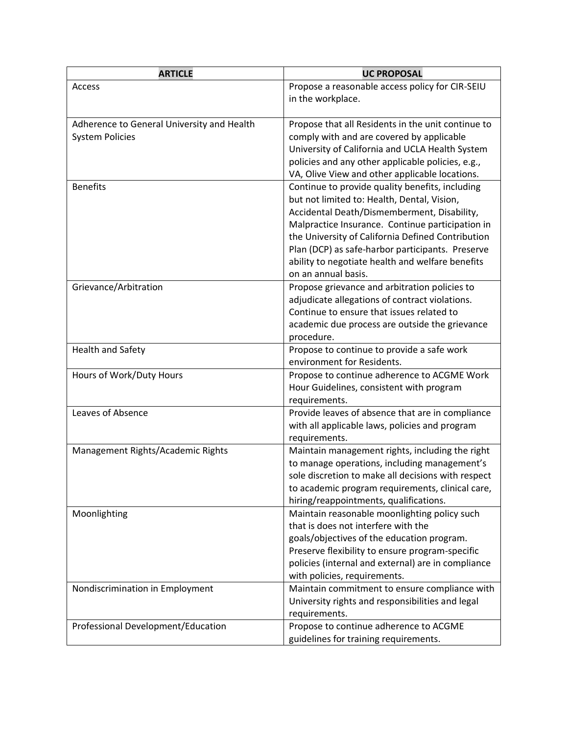| ARTICLE | UC PROPOSAL |
| --- | --- |
| Access | Propose a reasonable access policy for CIR-SEIU in the workplace. |
| Adherence to General University and Health System Policies | Propose that all Residents in the unit continue to comply with and are covered by applicable University of California and UCLA Health System policies and any other applicable policies, e.g., VA, Olive View and other applicable locations. |
| Benefits | Continue to provide quality benefits, including but not limited to: Health, Dental, Vision, Accidental Death/Dismemberment, Disability, Malpractice Insurance. Continue participation in the University of California Defined Contribution Plan (DCP) as safe-harbor participants. Preserve ability to negotiate health and welfare benefits on an annual basis. |
| Grievance/Arbitration | Propose grievance and arbitration policies to adjudicate allegations of contract violations. Continue to ensure that issues related to academic due process are outside the grievance procedure. |
| Health and Safety | Propose to continue to provide a safe work environment for Residents. |
| Hours of Work/Duty Hours | Propose to continue adherence to ACGME Work Hour Guidelines, consistent with program requirements. |
| Leaves of Absence | Provide leaves of absence that are in compliance with all applicable laws, policies and program requirements. |
| Management Rights/Academic Rights | Maintain management rights, including the right to manage operations, including management's sole discretion to make all decisions with respect to academic program requirements, clinical care, hiring/reappointments, qualifications. |
| Moonlighting | Maintain reasonable moonlighting policy such that is does not interfere with the goals/objectives of the education program. Preserve flexibility to ensure program-specific policies (internal and external) are in compliance with policies, requirements. |
| Nondiscrimination in Employment | Maintain commitment to ensure compliance with University rights and responsibilities and legal requirements. |
| Professional Development/Education | Propose to continue adherence to ACGME guidelines for training requirements. |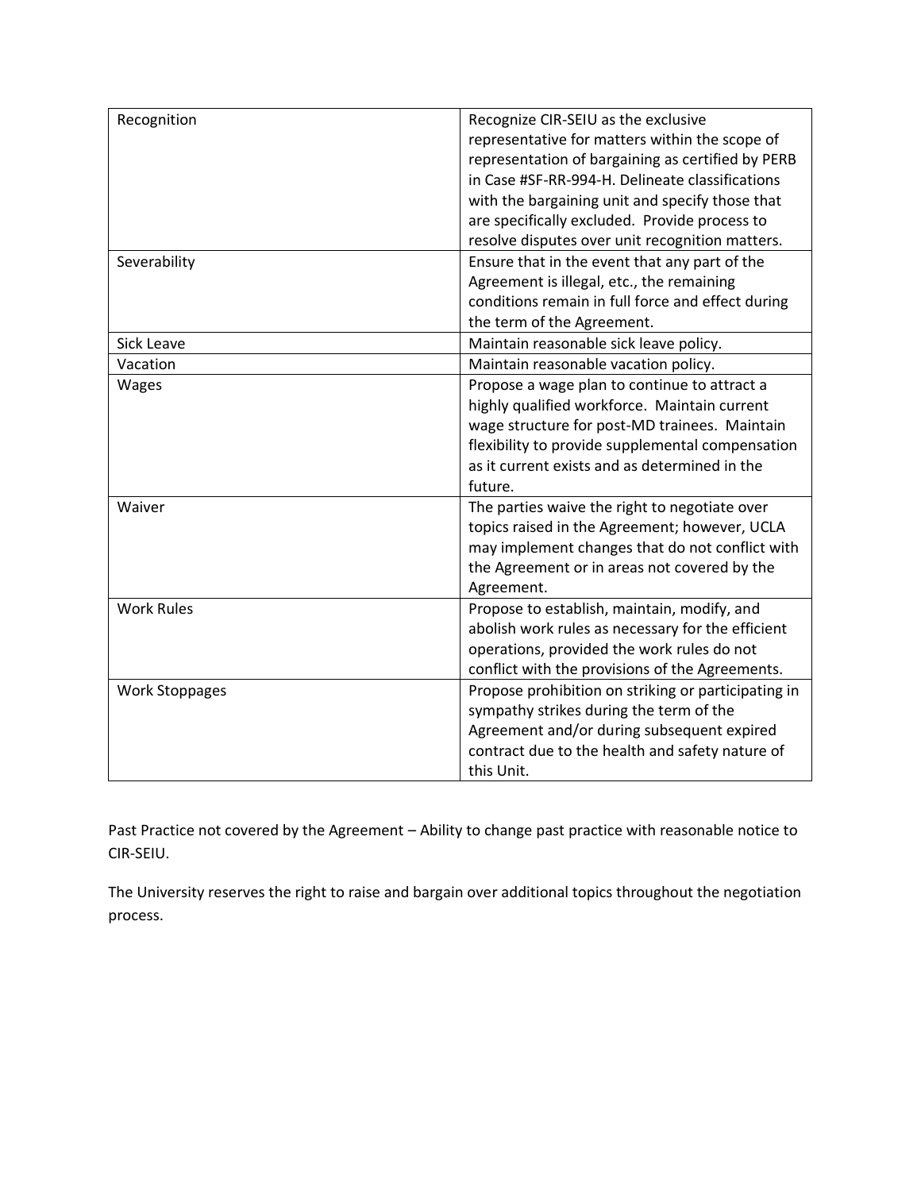| | |
|---|---|
| Recognition | Recognize CIR-SEIU as the exclusive representative for matters within the scope of representation of bargaining as certified by PERB in Case #SF-RR-994-H. Delineate classifications with the bargaining unit and specify those that are specifically excluded. Provide process to resolve disputes over unit recognition matters. |
| Severability | Ensure that in the event that any part of the Agreement is illegal, etc., the remaining conditions remain in full force and effect during the term of the Agreement. |
| Sick Leave | Maintain reasonable sick leave policy. |
| Vacation | Maintain reasonable vacation policy. |
| Wages | Propose a wage plan to continue to attract a highly qualified workforce. Maintain current wage structure for post-MD trainees. Maintain flexibility to provide supplemental compensation as it current exists and as determined in the future. |
| Waiver | The parties waive the right to negotiate over topics raised in the Agreement; however, UCLA may implement changes that do not conflict with the Agreement or in areas not covered by the Agreement. |
| Work Rules | Propose to establish, maintain, modify, and abolish work rules as necessary for the efficient operations, provided the work rules do not conflict with the provisions of the Agreements. |
| Work Stoppages | Propose prohibition on striking or participating in sympathy strikes during the term of the Agreement and/or during subsequent expired contract due to the health and safety nature of this Unit. |

Past Practice not covered by the Agreement – Ability to change past practice with reasonable notice to CIR-SEIU.

The University reserves the right to raise and bargain over additional topics throughout the negotiation process.